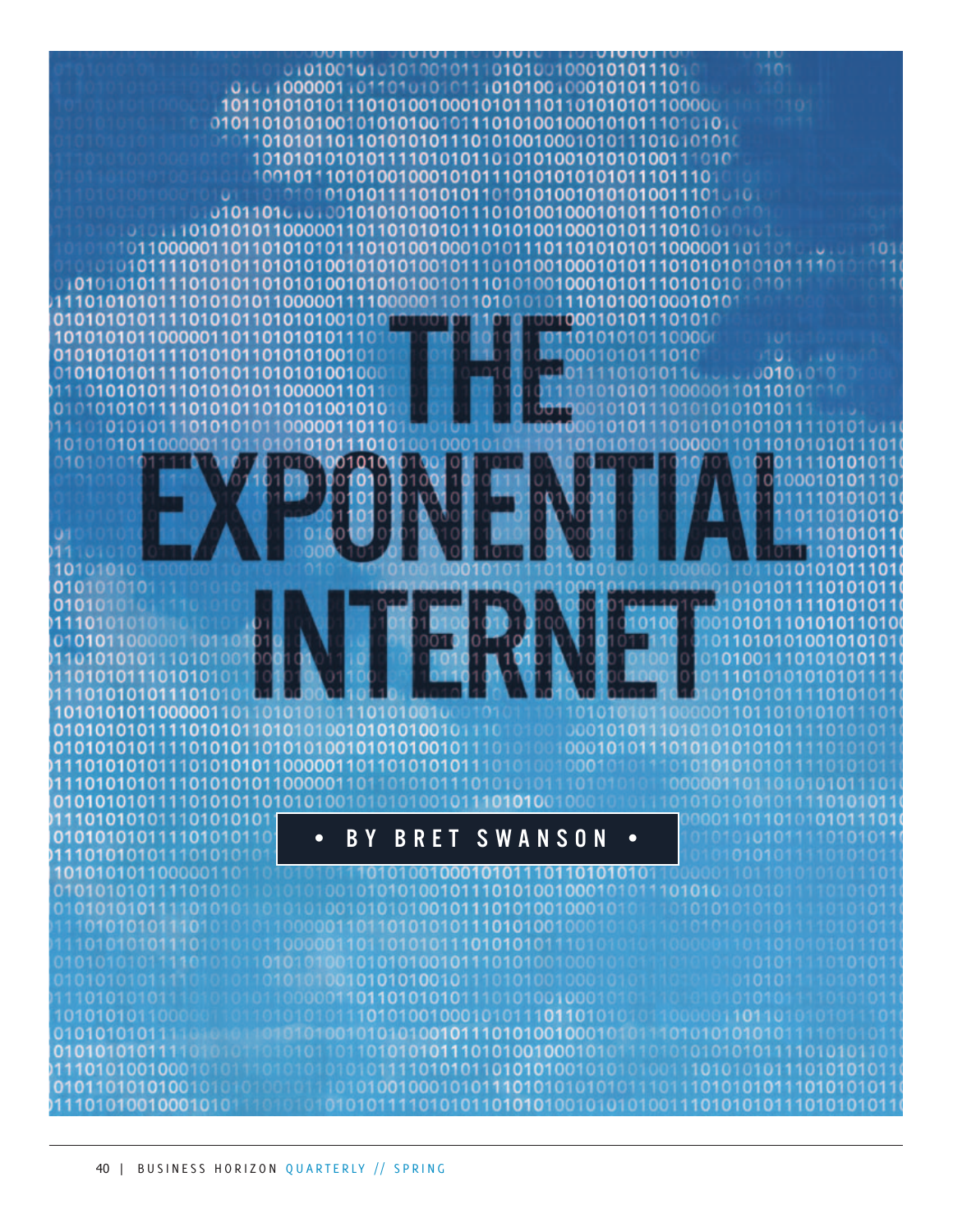# THE EXPONENTIAL INTERNET

• BY BRET SWANSON •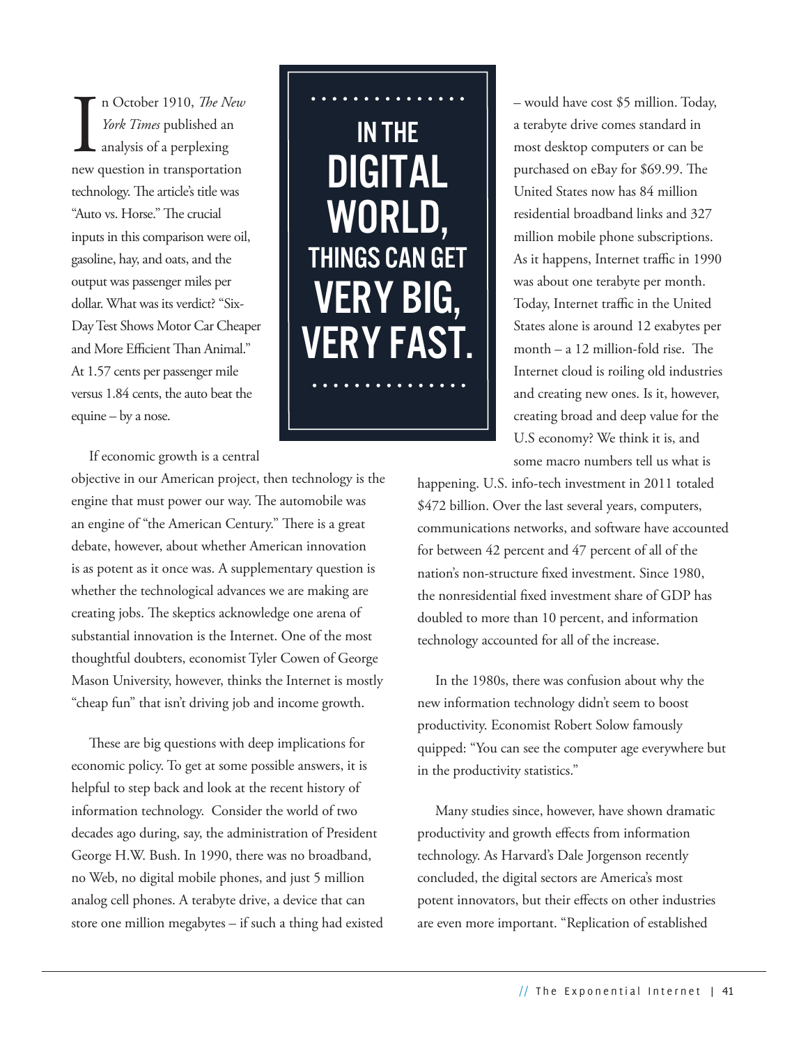In October 1910, *The New York Times* published an analysis of a perplexing new question in transportation technology. The article's title was "Auto vs. Horse." The crucial inputs in this comparison were oil, gasoline, hay, and oats, and the output was passenger miles per dollar. What was its verdict? "Six-Day Test Shows Motor Car Cheaper and More Efficient Than Animal." At 1.57 cents per passenger mile versus 1.84 cents, the auto beat the equine – by a nose.

> **IN THE DIGITAL WORLD, THINGS CAN GET VERY BIG, VERY FAST.**

If economic growth is a central objective in our American project, then technology is the engine that must power our way. The automobile was an engine of "the American Century." There is a great debate, however, about whether American innovation is as potent as it once was. A supplementary question is whether the technological advances we are making are creating jobs. The skeptics acknowledge one arena of substantial innovation is the Internet. One of the most thoughtful doubters, economist Tyler Cowen of George Mason University, however, thinks the Internet is mostly "cheap fun" that isn't driving job and income growth.

These are big questions with deep implications for economic policy. To get at some possible answers, it is helpful to step back and look at the recent history of information technology. Consider the world of two decades ago during, say, the administration of President George H.W. Bush. In 1990, there was no broadband, no Web, no digital mobile phones, and just 5 million analog cell phones. A terabyte drive, a device that can store one million megabytes – if such a thing had existed – would have cost $5 million. Today, a terabyte drive comes standard in most desktop computers or can be purchased on eBay for $69.99. The United States now has 84 million residential broadband links and 327 million mobile phone subscriptions. As it happens, Internet traffic in 1990 was about one terabyte per month. Today, Internet traffic in the United States alone is around 12 exabytes per month – a 12 million-fold rise. The Internet cloud is roiling old industries and creating new ones. Is it, however, creating broad and deep value for the U.S economy? We think it is, and some macro numbers tell us what is happening. U.S. info-tech investment in 2011 totaled $472 billion. Over the last several years, computers, communications networks, and software have accounted for between 42 percent and 47 percent of all of the nation's non-structure fixed investment. Since 1980, the nonresidential fixed investment share of GDP has doubled to more than 10 percent, and information technology accounted for all of the increase.

In the 1980s, there was confusion about why the new information technology didn't seem to boost productivity. Economist Robert Solow famously quipped: "You can see the computer age everywhere but in the productivity statistics."

Many studies since, however, have shown dramatic productivity and growth effects from information technology. As Harvard's Dale Jorgenson recently concluded, the digital sectors are America's most potent innovators, but their effects on other industries are even more important. "Replication of established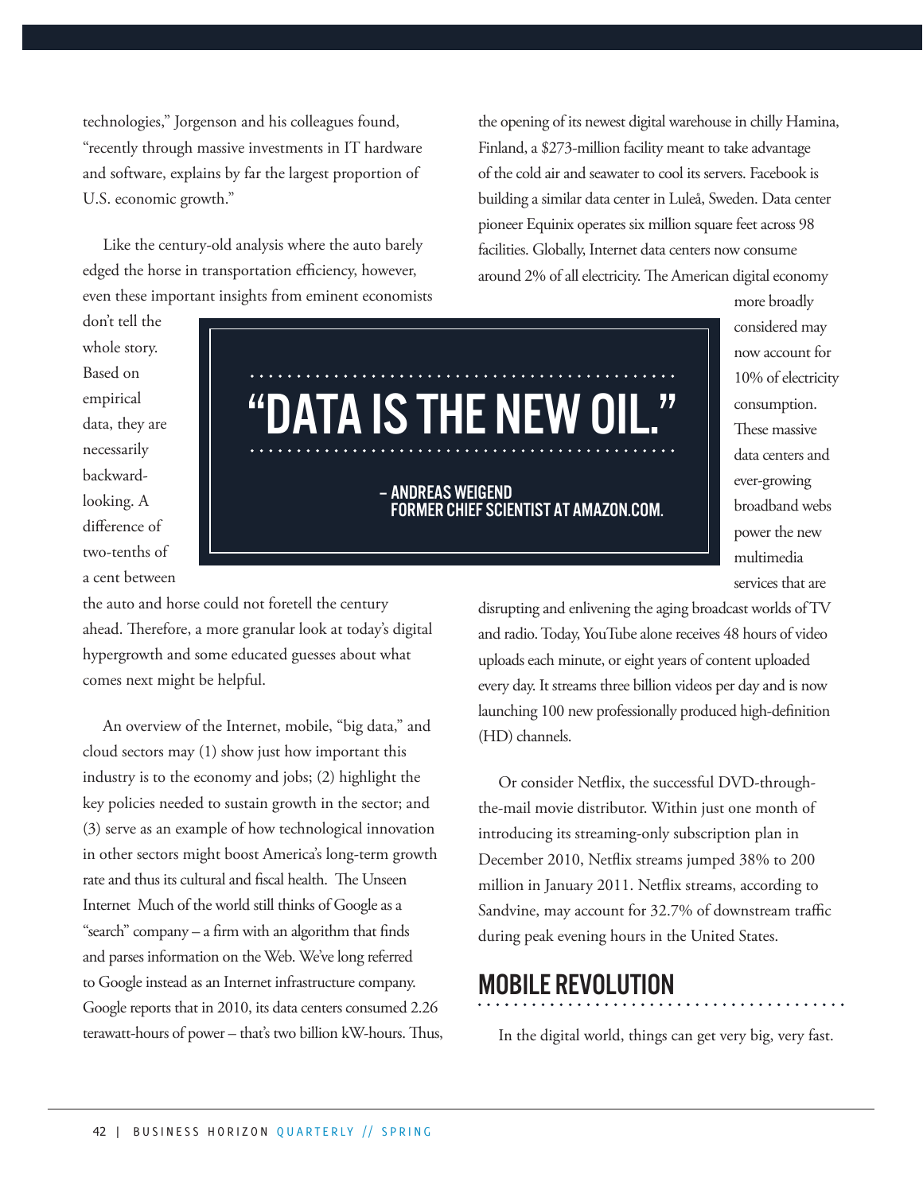technologies," Jorgenson and his colleagues found, "recently through massive investments in IT hardware and software, explains by far the largest proportion of U.S. economic growth."

Like the century-old analysis where the auto barely edged the horse in transportation efficiency, however, even these important insights from eminent economists don't tell the whole story. Based on empirical data, they are necessarily backward-looking. A difference of two-tenths of a cent between the auto and horse could not foretell the century ahead. Therefore, a more granular look at today's digital hypergrowth and some educated guesses about what comes next might be helpful.

> **"DATA IS THE NEW OIL."**
>
> – ANDREAS WEIGEND
> FORMER CHIEF SCIENTIST AT AMAZON.COM.

An overview of the Internet, mobile, "big data," and cloud sectors may (1) show just how important this industry is to the economy and jobs; (2) highlight the key policies needed to sustain growth in the sector; and (3) serve as an example of how technological innovation in other sectors might boost America's long-term growth rate and thus its cultural and fiscal health. The Unseen Internet Much of the world still thinks of Google as a "search" company – a firm with an algorithm that finds and parses information on the Web. We've long referred to Google instead as an Internet infrastructure company. Google reports that in 2010, its data centers consumed 2.26 terawatt-hours of power – that's two billion kW-hours. Thus, the opening of its newest digital warehouse in chilly Hamina, Finland, a $273-million facility meant to take advantage of the cold air and seawater to cool its servers. Facebook is building a similar data center in Luleå, Sweden. Data center pioneer Equinix operates six million square feet across 98 facilities. Globally, Internet data centers now consume around 2% of all electricity. The American digital economy more broadly considered may now account for 10% of electricity consumption. These massive data centers and ever-growing broadband webs power the new multimedia services that are disrupting and enlivening the aging broadcast worlds of TV and radio. Today, YouTube alone receives 48 hours of video uploads each minute, or eight years of content uploaded every day. It streams three billion videos per day and is now launching 100 new professionally produced high-definition (HD) channels.

Or consider Netflix, the successful DVD-through-the-mail movie distributor. Within just one month of introducing its streaming-only subscription plan in December 2010, Netflix streams jumped 38% to 200 million in January 2011. Netflix streams, according to Sandvine, may account for 32.7% of downstream traffic during peak evening hours in the United States.

## MOBILE REVOLUTION

In the digital world, things can get very big, very fast.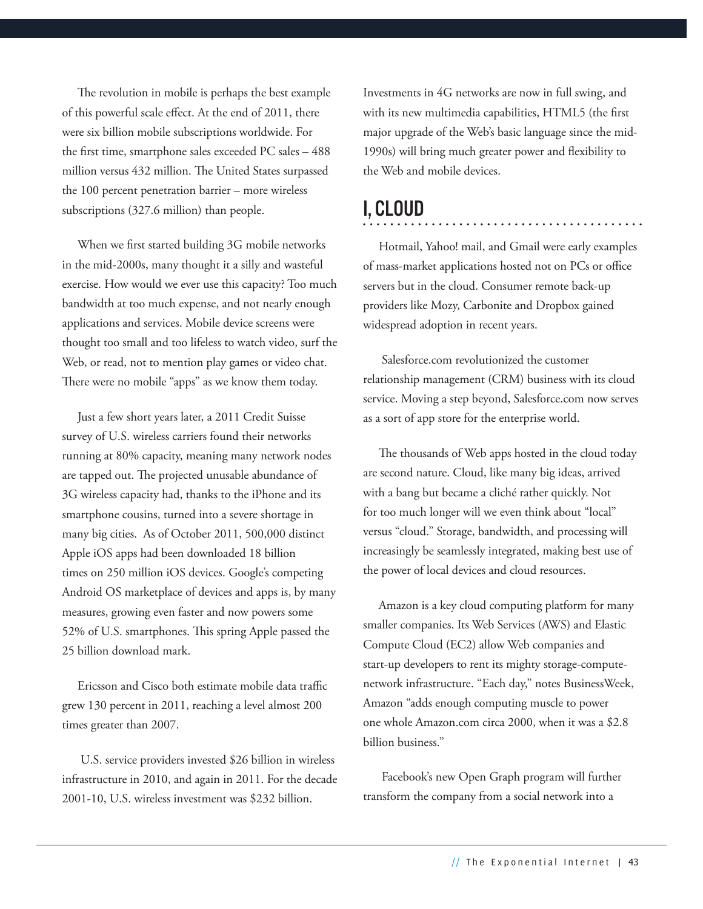The revolution in mobile is perhaps the best example of this powerful scale effect. At the end of 2011, there were six billion mobile subscriptions worldwide. For the first time, smartphone sales exceeded PC sales – 488 million versus 432 million. The United States surpassed the 100 percent penetration barrier – more wireless subscriptions (327.6 million) than people.

When we first started building 3G mobile networks in the mid-2000s, many thought it a silly and wasteful exercise. How would we ever use this capacity? Too much bandwidth at too much expense, and not nearly enough applications and services. Mobile device screens were thought too small and too lifeless to watch video, surf the Web, or read, not to mention play games or video chat. There were no mobile "apps" as we know them today.

Just a few short years later, a 2011 Credit Suisse survey of U.S. wireless carriers found their networks running at 80% capacity, meaning many network nodes are tapped out. The projected unusable abundance of 3G wireless capacity had, thanks to the iPhone and its smartphone cousins, turned into a severe shortage in many big cities. As of October 2011, 500,000 distinct Apple iOS apps had been downloaded 18 billion times on 250 million iOS devices. Google's competing Android OS marketplace of devices and apps is, by many measures, growing even faster and now powers some 52% of U.S. smartphones. This spring Apple passed the 25 billion download mark.

Ericsson and Cisco both estimate mobile data traffic grew 130 percent in 2011, reaching a level almost 200 times greater than 2007.

U.S. service providers invested $26 billion in wireless infrastructure in 2010, and again in 2011. For the decade 2001-10, U.S. wireless investment was $232 billion. Investments in 4G networks are now in full swing, and with its new multimedia capabilities, HTML5 (the first major upgrade of the Web's basic language since the mid-1990s) will bring much greater power and flexibility to the Web and mobile devices.

## I, CLOUD

Hotmail, Yahoo! mail, and Gmail were early examples of mass-market applications hosted not on PCs or office servers but in the cloud. Consumer remote back-up providers like Mozy, Carbonite and Dropbox gained widespread adoption in recent years.

Salesforce.com revolutionized the customer relationship management (CRM) business with its cloud service. Moving a step beyond, Salesforce.com now serves as a sort of app store for the enterprise world.

The thousands of Web apps hosted in the cloud today are second nature. Cloud, like many big ideas, arrived with a bang but became a cliché rather quickly. Not for too much longer will we even think about "local" versus "cloud." Storage, bandwidth, and processing will increasingly be seamlessly integrated, making best use of the power of local devices and cloud resources.

Amazon is a key cloud computing platform for many smaller companies. Its Web Services (AWS) and Elastic Compute Cloud (EC2) allow Web companies and start-up developers to rent its mighty storage-compute-network infrastructure. "Each day," notes BusinessWeek, Amazon "adds enough computing muscle to power one whole Amazon.com circa 2000, when it was a $2.8 billion business."

Facebook's new Open Graph program will further transform the company from a social network into a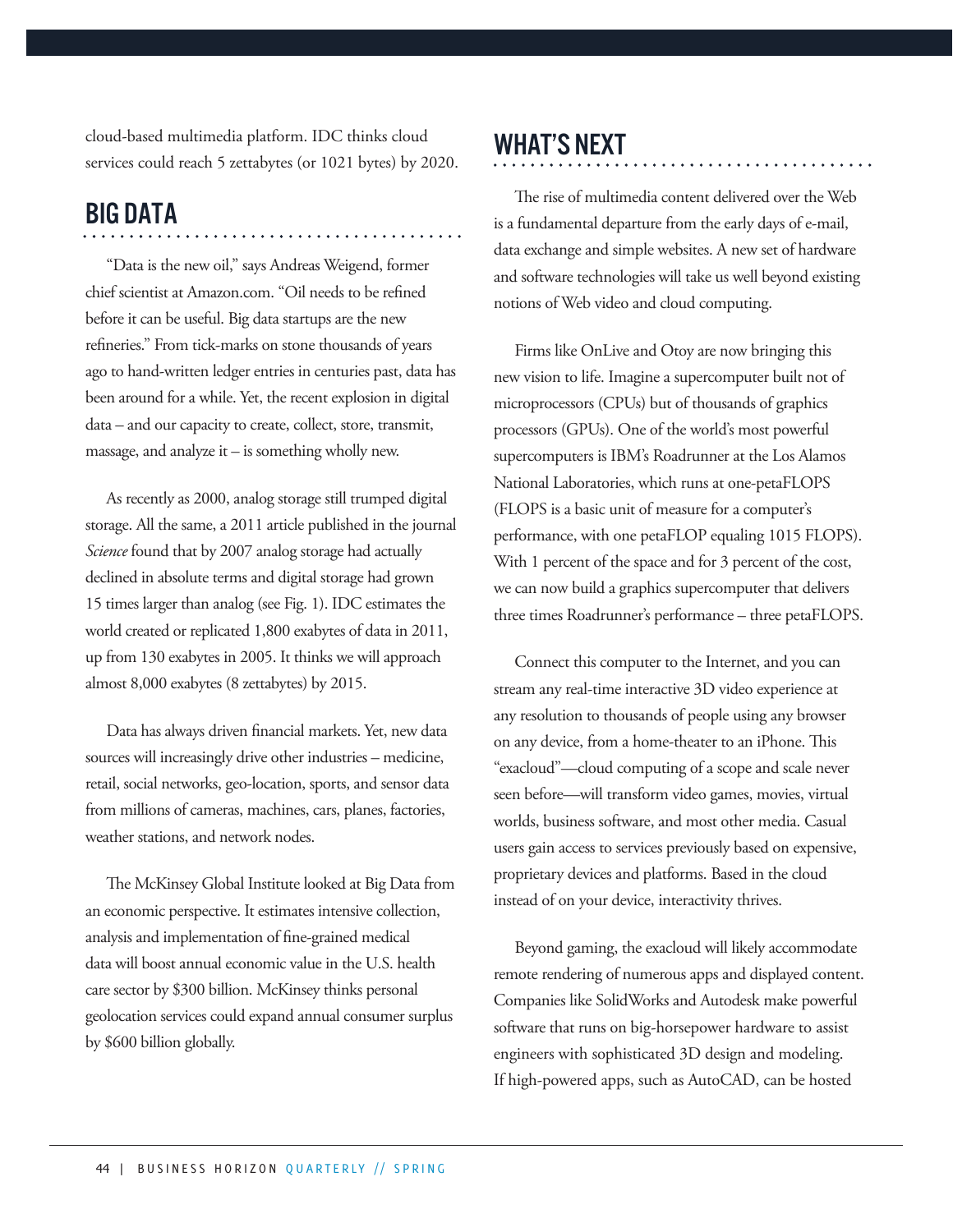cloud-based multimedia platform. IDC thinks cloud services could reach 5 zettabytes (or 1021 bytes) by 2020.

## BIG DATA

"Data is the new oil," says Andreas Weigend, former chief scientist at Amazon.com. "Oil needs to be refined before it can be useful. Big data startups are the new refineries." From tick-marks on stone thousands of years ago to hand-written ledger entries in centuries past, data has been around for a while. Yet, the recent explosion in digital data – and our capacity to create, collect, store, transmit, massage, and analyze it – is something wholly new.

As recently as 2000, analog storage still trumped digital storage. All the same, a 2011 article published in the journal *Science* found that by 2007 analog storage had actually declined in absolute terms and digital storage had grown 15 times larger than analog (see Fig. 1). IDC estimates the world created or replicated 1,800 exabytes of data in 2011, up from 130 exabytes in 2005. It thinks we will approach almost 8,000 exabytes (8 zettabytes) by 2015.

Data has always driven financial markets. Yet, new data sources will increasingly drive other industries – medicine, retail, social networks, geo-location, sports, and sensor data from millions of cameras, machines, cars, planes, factories, weather stations, and network nodes.

The McKinsey Global Institute looked at Big Data from an economic perspective. It estimates intensive collection, analysis and implementation of fine-grained medical data will boost annual economic value in the U.S. health care sector by $300 billion. McKinsey thinks personal geolocation services could expand annual consumer surplus by $600 billion globally.

## WHAT'S NEXT

The rise of multimedia content delivered over the Web is a fundamental departure from the early days of e-mail, data exchange and simple websites. A new set of hardware and software technologies will take us well beyond existing notions of Web video and cloud computing.

Firms like OnLive and Otoy are now bringing this new vision to life. Imagine a supercomputer built not of microprocessors (CPUs) but of thousands of graphics processors (GPUs). One of the world's most powerful supercomputers is IBM's Roadrunner at the Los Alamos National Laboratories, which runs at one-petaFLOPS (FLOPS is a basic unit of measure for a computer's performance, with one petaFLOP equaling 1015 FLOPS). With 1 percent of the space and for 3 percent of the cost, we can now build a graphics supercomputer that delivers three times Roadrunner's performance – three petaFLOPS.

Connect this computer to the Internet, and you can stream any real-time interactive 3D video experience at any resolution to thousands of people using any browser on any device, from a home-theater to an iPhone. This "exacloud"—cloud computing of a scope and scale never seen before—will transform video games, movies, virtual worlds, business software, and most other media. Casual users gain access to services previously based on expensive, proprietary devices and platforms. Based in the cloud instead of on your device, interactivity thrives.

Beyond gaming, the exacloud will likely accommodate remote rendering of numerous apps and displayed content. Companies like SolidWorks and Autodesk make powerful software that runs on big-horsepower hardware to assist engineers with sophisticated 3D design and modeling. If high-powered apps, such as AutoCAD, can be hosted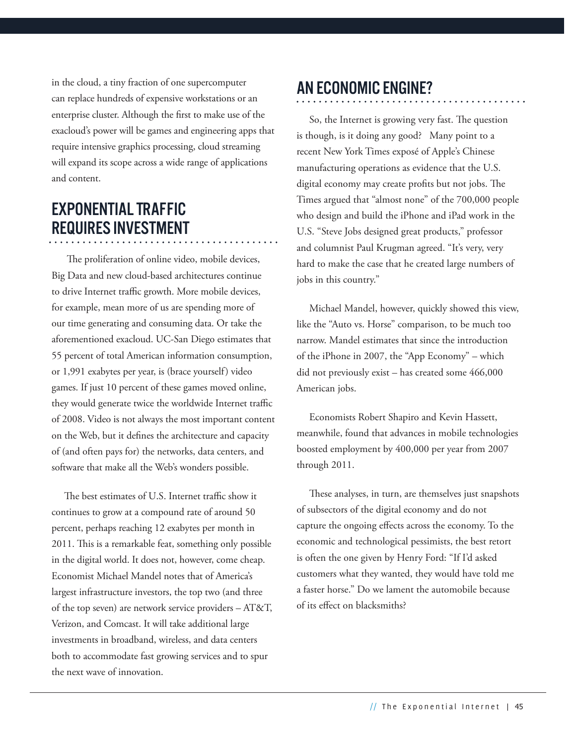in the cloud, a tiny fraction of one supercomputer can replace hundreds of expensive workstations or an enterprise cluster. Although the first to make use of the exacloud's power will be games and engineering apps that require intensive graphics processing, cloud streaming will expand its scope across a wide range of applications and content.

## EXPONENTIAL TRAFFIC REQUIRES INVESTMENT

The proliferation of online video, mobile devices, Big Data and new cloud-based architectures continue to drive Internet traffic growth. More mobile devices, for example, mean more of us are spending more of our time generating and consuming data. Or take the aforementioned exacloud. UC-San Diego estimates that 55 percent of total American information consumption, or 1,991 exabytes per year, is (brace yourself) video games. If just 10 percent of these games moved online, they would generate twice the worldwide Internet traffic of 2008. Video is not always the most important content on the Web, but it defines the architecture and capacity of (and often pays for) the networks, data centers, and software that make all the Web's wonders possible.

The best estimates of U.S. Internet traffic show it continues to grow at a compound rate of around 50 percent, perhaps reaching 12 exabytes per month in 2011. This is a remarkable feat, something only possible in the digital world. It does not, however, come cheap. Economist Michael Mandel notes that of America's largest infrastructure investors, the top two (and three of the top seven) are network service providers – AT&T, Verizon, and Comcast. It will take additional large investments in broadband, wireless, and data centers both to accommodate fast growing services and to spur the next wave of innovation.

## AN ECONOMIC ENGINE?

So, the Internet is growing very fast. The question is though, is it doing any good? Many point to a recent New York Times exposé of Apple's Chinese manufacturing operations as evidence that the U.S. digital economy may create profits but not jobs. The Times argued that "almost none" of the 700,000 people who design and build the iPhone and iPad work in the U.S. "Steve Jobs designed great products," professor and columnist Paul Krugman agreed. "It's very, very hard to make the case that he created large numbers of jobs in this country."

Michael Mandel, however, quickly showed this view, like the "Auto vs. Horse" comparison, to be much too narrow. Mandel estimates that since the introduction of the iPhone in 2007, the "App Economy" – which did not previously exist – has created some 466,000 American jobs.

Economists Robert Shapiro and Kevin Hassett, meanwhile, found that advances in mobile technologies boosted employment by 400,000 per year from 2007 through 2011.

These analyses, in turn, are themselves just snapshots of subsectors of the digital economy and do not capture the ongoing effects across the economy. To the economic and technological pessimists, the best retort is often the one given by Henry Ford: "If I'd asked customers what they wanted, they would have told me a faster horse." Do we lament the automobile because of its effect on blacksmiths?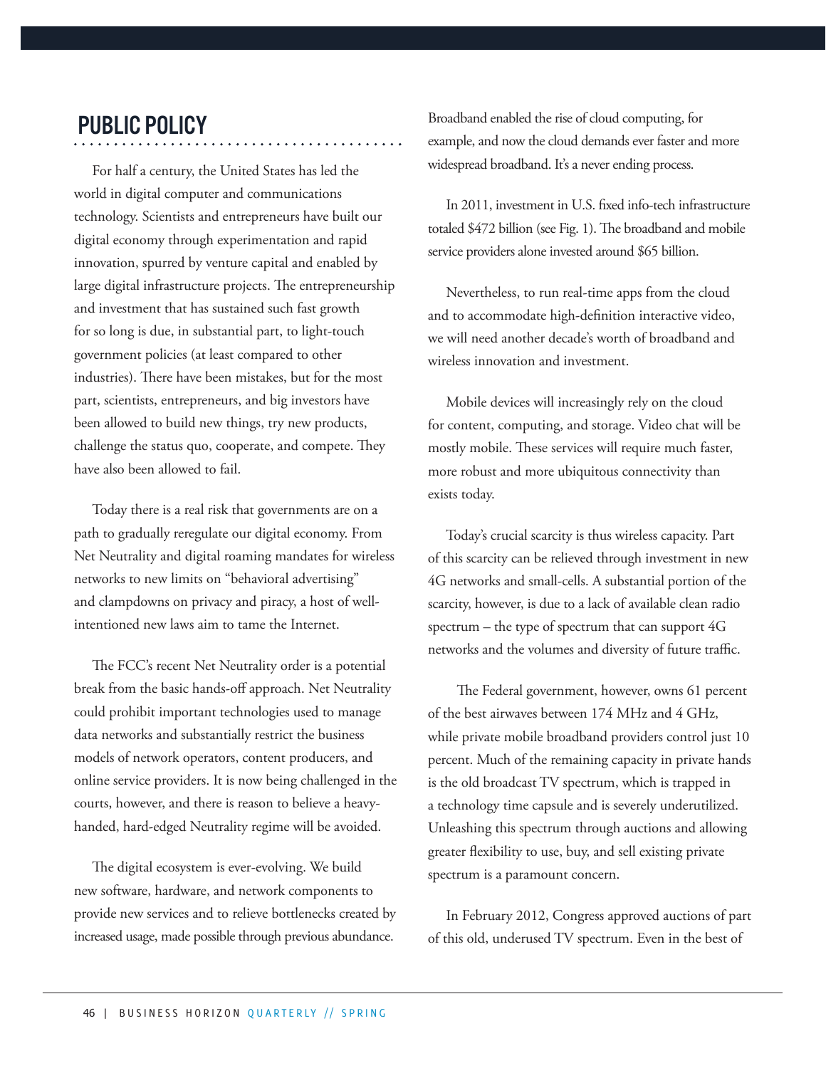## PUBLIC POLICY

For half a century, the United States has led the world in digital computer and communications technology. Scientists and entrepreneurs have built our digital economy through experimentation and rapid innovation, spurred by venture capital and enabled by large digital infrastructure projects. The entrepreneurship and investment that has sustained such fast growth for so long is due, in substantial part, to light-touch government policies (at least compared to other industries). There have been mistakes, but for the most part, scientists, entrepreneurs, and big investors have been allowed to build new things, try new products, challenge the status quo, cooperate, and compete. They have also been allowed to fail.

Today there is a real risk that governments are on a path to gradually reregulate our digital economy. From Net Neutrality and digital roaming mandates for wireless networks to new limits on "behavioral advertising" and clampdowns on privacy and piracy, a host of well-intentioned new laws aim to tame the Internet.

The FCC's recent Net Neutrality order is a potential break from the basic hands-off approach. Net Neutrality could prohibit important technologies used to manage data networks and substantially restrict the business models of network operators, content producers, and online service providers. It is now being challenged in the courts, however, and there is reason to believe a heavy-handed, hard-edged Neutrality regime will be avoided.

The digital ecosystem is ever-evolving. We build new software, hardware, and network components to provide new services and to relieve bottlenecks created by increased usage, made possible through previous abundance. Broadband enabled the rise of cloud computing, for example, and now the cloud demands ever faster and more widespread broadband. It's a never ending process.

In 2011, investment in U.S. fixed info-tech infrastructure totaled $472 billion (see Fig. 1). The broadband and mobile service providers alone invested around $65 billion.

Nevertheless, to run real-time apps from the cloud and to accommodate high-definition interactive video, we will need another decade's worth of broadband and wireless innovation and investment.

Mobile devices will increasingly rely on the cloud for content, computing, and storage. Video chat will be mostly mobile. These services will require much faster, more robust and more ubiquitous connectivity than exists today.

Today's crucial scarcity is thus wireless capacity. Part of this scarcity can be relieved through investment in new 4G networks and small-cells. A substantial portion of the scarcity, however, is due to a lack of available clean radio spectrum – the type of spectrum that can support 4G networks and the volumes and diversity of future traffic.

The Federal government, however, owns 61 percent of the best airwaves between 174 MHz and 4 GHz, while private mobile broadband providers control just 10 percent. Much of the remaining capacity in private hands is the old broadcast TV spectrum, which is trapped in a technology time capsule and is severely underutilized. Unleashing this spectrum through auctions and allowing greater flexibility to use, buy, and sell existing private spectrum is a paramount concern.

In February 2012, Congress approved auctions of part of this old, underused TV spectrum. Even in the best of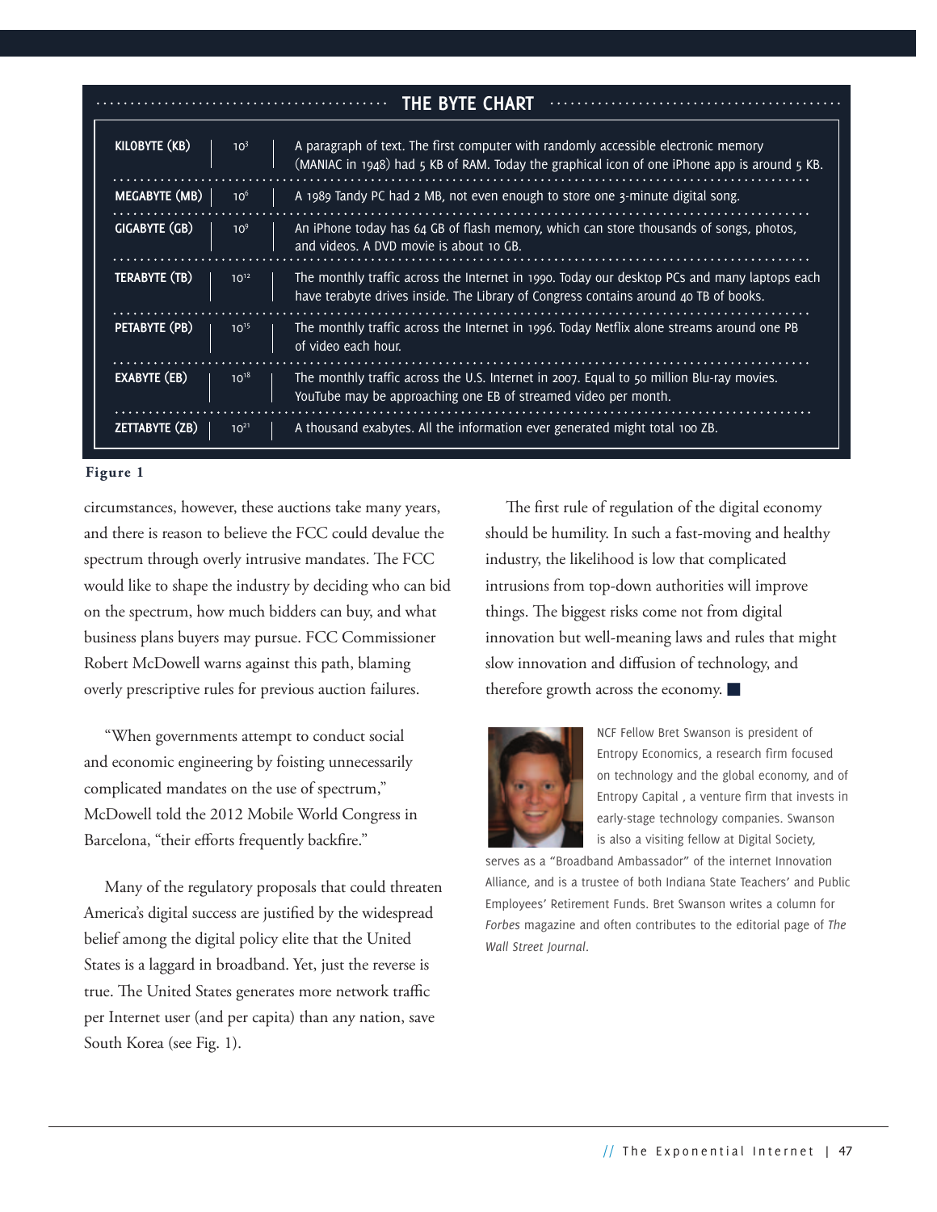## THE BYTE CHART

| | | |
|---|---|---|
| **KILOBYTE (KB)** | $10^3$ | A paragraph of text. The first computer with randomly accessible electronic memory (MANIAC in 1948) had 5 KB of RAM. Today the graphical icon of one iPhone app is around 5 KB. |
| **MEGABYTE (MB)** | $10^6$ | A 1989 Tandy PC had 2 MB, not even enough to store one 3-minute digital song. |
| **GIGABYTE (GB)** | $10^9$ | An iPhone today has 64 GB of flash memory, which can store thousands of songs, photos, and videos. A DVD movie is about 10 GB. |
| **TERABYTE (TB)** | $10^{12}$ | The monthly traffic across the Internet in 1990. Today our desktop PCs and many laptops each have terabyte drives inside. The Library of Congress contains around 40 TB of books. |
| **PETABYTE (PB)** | $10^{15}$ | The monthly traffic across the Internet in 1996. Today Netflix alone streams around one PB of video each hour. |
| **EXABYTE (EB)** | $10^{18}$ | The monthly traffic across the U.S. Internet in 2007. Equal to 50 million Blu-ray movies. YouTube may be approaching one EB of streamed video per month. |
| **ZETTABYTE (ZB)** | $10^{21}$ | A thousand exabytes. All the information ever generated might total 100 ZB. |

**Figure 1**

circumstances, however, these auctions take many years, and there is reason to believe the FCC could devalue the spectrum through overly intrusive mandates. The FCC would like to shape the industry by deciding who can bid on the spectrum, how much bidders can buy, and what business plans buyers may pursue. FCC Commissioner Robert McDowell warns against this path, blaming overly prescriptive rules for previous auction failures.

"When governments attempt to conduct social and economic engineering by foisting unnecessarily complicated mandates on the use of spectrum," McDowell told the 2012 Mobile World Congress in Barcelona, "their efforts frequently backfire."

Many of the regulatory proposals that could threaten America's digital success are justified by the widespread belief among the digital policy elite that the United States is a laggard in broadband. Yet, just the reverse is true. The United States generates more network traffic per Internet user (and per capita) than any nation, save South Korea (see Fig. 1).

The first rule of regulation of the digital economy should be humility. In such a fast-moving and healthy industry, the likelihood is low that complicated intrusions from top-down authorities will improve things. The biggest risks come not from digital innovation but well-meaning laws and rules that might slow innovation and diffusion of technology, and therefore growth across the economy. ■

NCF Fellow Bret Swanson is president of Entropy Economics, a research firm focused on technology and the global economy, and of Entropy Capital , a venture firm that invests in early-stage technology companies. Swanson is also a visiting fellow at Digital Society, serves as a "Broadband Ambassador" of the internet Innovation Alliance, and is a trustee of both Indiana State Teachers' and Public Employees' Retirement Funds. Bret Swanson writes a column for *Forbes* magazine and often contributes to the editorial page of *The Wall Street Journal*.